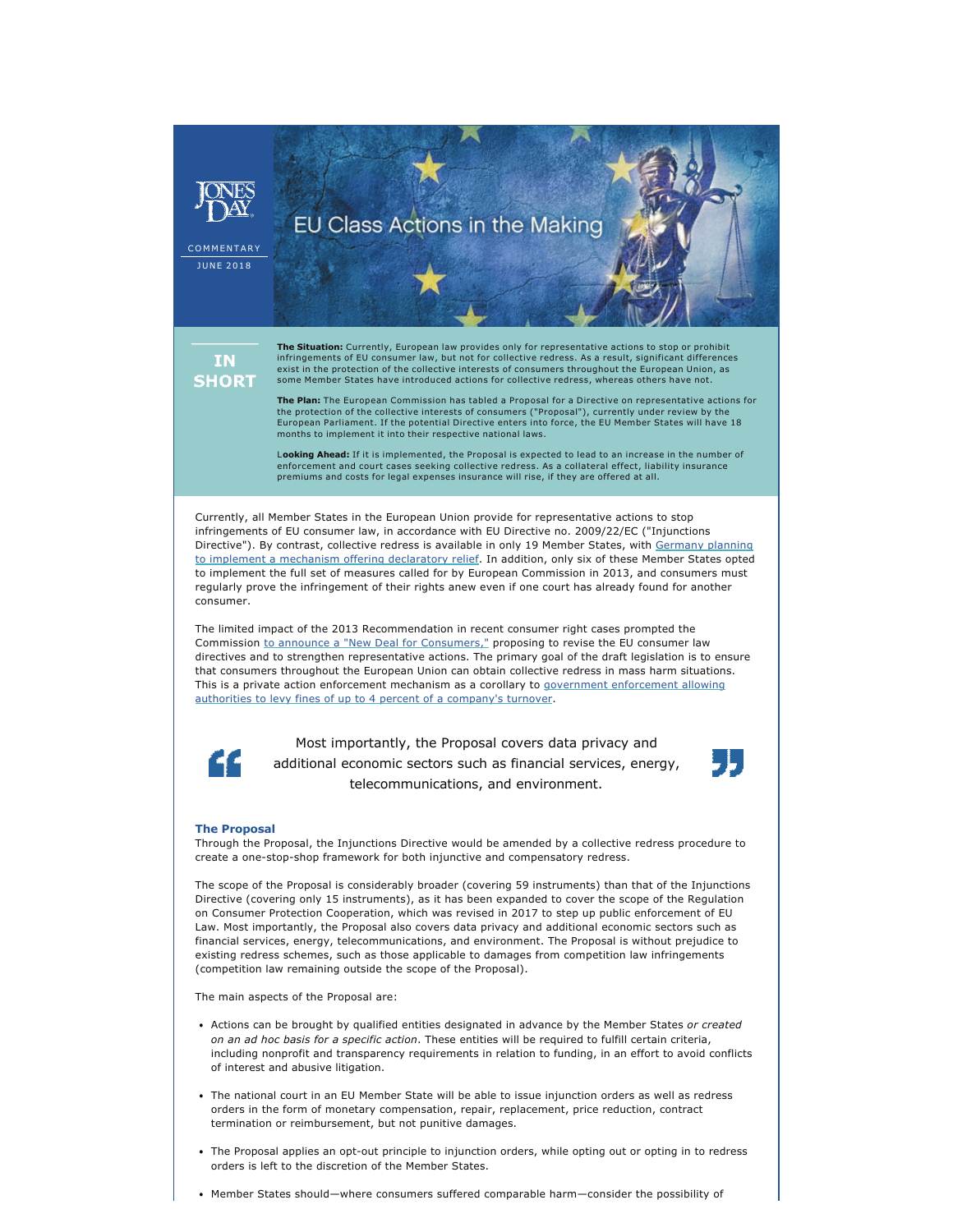JONES DAY

COMMENTARY

JUNE 2018

# EU Class Actions in the Making

## IN SHORT

**The Situation:** Currently, European law provides only for representative actions to stop or prohibit infringements of EU consumer law, but not for collective redress. As a result, significant differences exist in the protection of the collective interests of consumers throughout the European Union, as some Member States have introduced actions for collective redress, whereas others have not.

**The Plan:** The European Commission has tabled a Proposal for a Directive on representative actions for the protection of the collective interests of consumers ("Proposal"), currently under review by the European Parliament. If the potential Directive enters into force, the EU Member States will have 18 months to implement it into their respective national laws.

**Looking Ahead:** If it is implemented, the Proposal is expected to lead to an increase in the number of enforcement and court cases seeking collective redress. As a collateral effect, liability insurance premiums and costs for legal expenses insurance will rise, if they are offered at all.

Currently, all Member States in the European Union provide for representative actions to stop infringements of EU consumer law, in accordance with EU Directive no. 2009/22/EC ("Injunctions Directive"). By contrast, collective redress is available in only 19 Member States, with Germany planning to implement a mechanism offering declaratory relief. In addition, only six of these Member States opted to implement the full set of measures called for by European Commission in 2013, and consumers must regularly prove the infringement of their rights anew even if one court has already found for another consumer.

The limited impact of the 2013 Recommendation in recent consumer right cases prompted the Commission to announce a "New Deal for Consumers," proposing to revise the EU consumer law directives and to strengthen representative actions. The primary goal of the draft legislation is to ensure that consumers throughout the European Union can obtain collective redress in mass harm situations. This is a private action enforcement mechanism as a corollary to government enforcement allowing authorities to levy fines of up to 4 percent of a company's turnover.

> Most importantly, the Proposal covers data privacy and additional economic sectors such as financial services, energy, telecommunications, and environment.

### The Proposal

Through the Proposal, the Injunctions Directive would be amended by a collective redress procedure to create a one-stop-shop framework for both injunctive and compensatory redress.

The scope of the Proposal is considerably broader (covering 59 instruments) than that of the Injunctions Directive (covering only 15 instruments), as it has been expanded to cover the scope of the Regulation on Consumer Protection Cooperation, which was revised in 2017 to step up public enforcement of EU Law. Most importantly, the Proposal also covers data privacy and additional economic sectors such as financial services, energy, telecommunications, and environment. The Proposal is without prejudice to existing redress schemes, such as those applicable to damages from competition law infringements (competition law remaining outside the scope of the Proposal).

The main aspects of the Proposal are:

- Actions can be brought by qualified entities designated in advance by the Member States *or created on an ad hoc basis for a specific action*. These entities will be required to fulfill certain criteria, including nonprofit and transparency requirements in relation to funding, in an effort to avoid conflicts of interest and abusive litigation.

- The national court in an EU Member State will be able to issue injunction orders as well as redress orders in the form of monetary compensation, repair, replacement, price reduction, contract termination or reimbursement, but not punitive damages.

- The Proposal applies an opt-out principle to injunction orders, while opting out or opting in to redress orders is left to the discretion of the Member States.

- Member States should—where consumers suffered comparable harm—consider the possibility of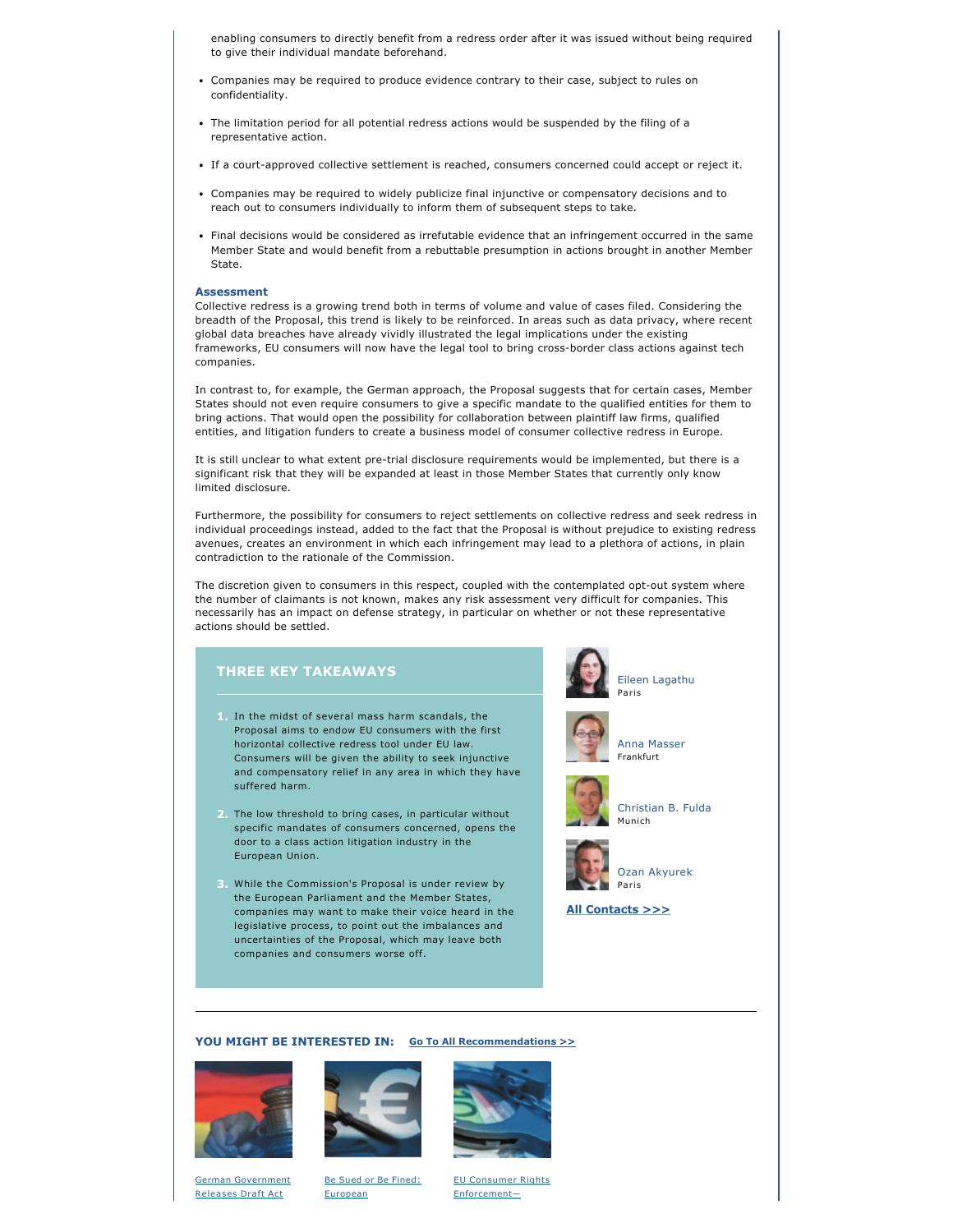enabling consumers to directly benefit from a redress order after it was issued without being required to give their individual mandate beforehand.

- Companies may be required to produce evidence contrary to their case, subject to rules on confidentiality.
- The limitation period for all potential redress actions would be suspended by the filing of a representative action.
- If a court-approved collective settlement is reached, consumers concerned could accept or reject it.
- Companies may be required to widely publicize final injunctive or compensatory decisions and to reach out to consumers individually to inform them of subsequent steps to take.
- Final decisions would be considered as irrefutable evidence that an infringement occurred in the same Member State and would benefit from a rebuttable presumption in actions brought in another Member State.

### Assessment

Collective redress is a growing trend both in terms of volume and value of cases filed. Considering the breadth of the Proposal, this trend is likely to be reinforced. In areas such as data privacy, where recent global data breaches have already vividly illustrated the legal implications under the existing frameworks, EU consumers will now have the legal tool to bring cross-border class actions against tech companies.

In contrast to, for example, the German approach, the Proposal suggests that for certain cases, Member States should not even require consumers to give a specific mandate to the qualified entities for them to bring actions. That would open the possibility for collaboration between plaintiff law firms, qualified entities, and litigation funders to create a business model of consumer collective redress in Europe.

It is still unclear to what extent pre-trial disclosure requirements would be implemented, but there is a significant risk that they will be expanded at least in those Member States that currently only know limited disclosure.

Furthermore, the possibility for consumers to reject settlements on collective redress and seek redress in individual proceedings instead, added to the fact that the Proposal is without prejudice to existing redress avenues, creates an environment in which each infringement may lead to a plethora of actions, in plain contradiction to the rationale of the Commission.

The discretion given to consumers in this respect, coupled with the contemplated opt-out system where the number of claimants is not known, makes any risk assessment very difficult for companies. This necessarily has an impact on defense strategy, in particular on whether or not these representative actions should be settled.

### THREE KEY TAKEAWAYS

1. In the midst of several mass harm scandals, the Proposal aims to endow EU consumers with the first horizontal collective redress tool under EU law. Consumers will be given the ability to seek injunctive and compensatory relief in any area in which they have suffered harm.
2. The low threshold to bring cases, in particular without specific mandates of consumers concerned, opens the door to a class action litigation industry in the European Union.
3. While the Commission's Proposal is under review by the European Parliament and the Member States, companies may want to make their voice heard in the legislative process, to point out the imbalances and uncertainties of the Proposal, which may leave both companies and consumers worse off.

Eileen Lagathu
Paris

Anna Masser
Frankfurt

Christian B. Fulda
Munich

Ozan Akyurek
Paris

**All Contacts >>>**

**YOU MIGHT BE INTERESTED IN:** Go To All Recommendations >>

German Government Releases Draft Act

Be Sued or Be Fined: European

EU Consumer Rights Enforcement—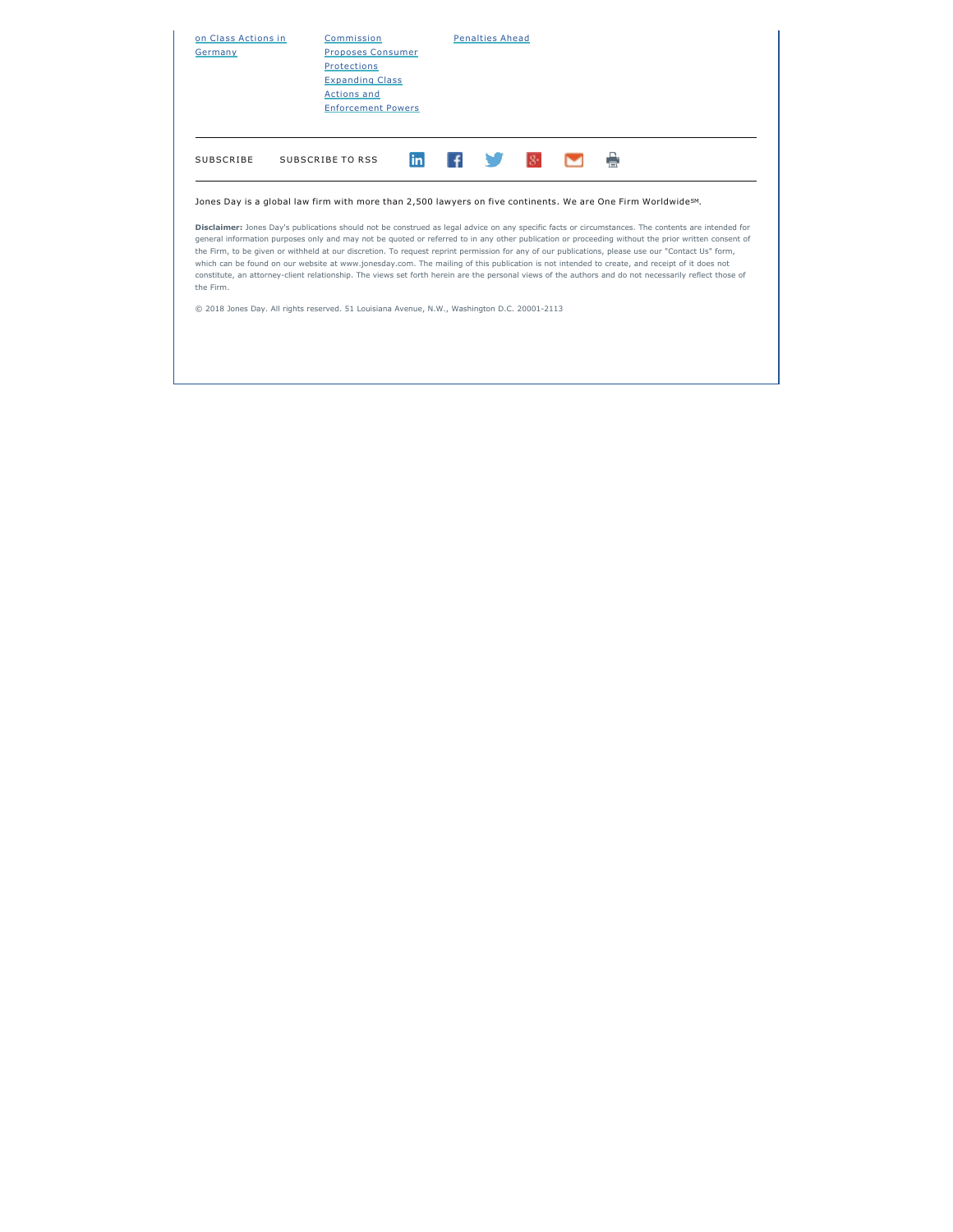on Class Actions in Germany

Commission Proposes Consumer Protections Expanding Class Actions and Enforcement Powers

Penalties Ahead

SUBSCRIBE SUBSCRIBE TO RSS

Jones Day is a global law firm with more than 2,500 lawyers on five continents. We are One Firm Worldwide℠.

**Disclaimer:** Jones Day's publications should not be construed as legal advice on any specific facts or circumstances. The contents are intended for general information purposes only and may not be quoted or referred to in any other publication or proceeding without the prior written consent of the Firm, to be given or withheld at our discretion. To request reprint permission for any of our publications, please use our "Contact Us" form, which can be found on our website at www.jonesday.com. The mailing of this publication is not intended to create, and receipt of it does not constitute, an attorney-client relationship. The views set forth herein are the personal views of the authors and do not necessarily reflect those of the Firm.

© 2018 Jones Day. All rights reserved. 51 Louisiana Avenue, N.W., Washington D.C. 20001-2113